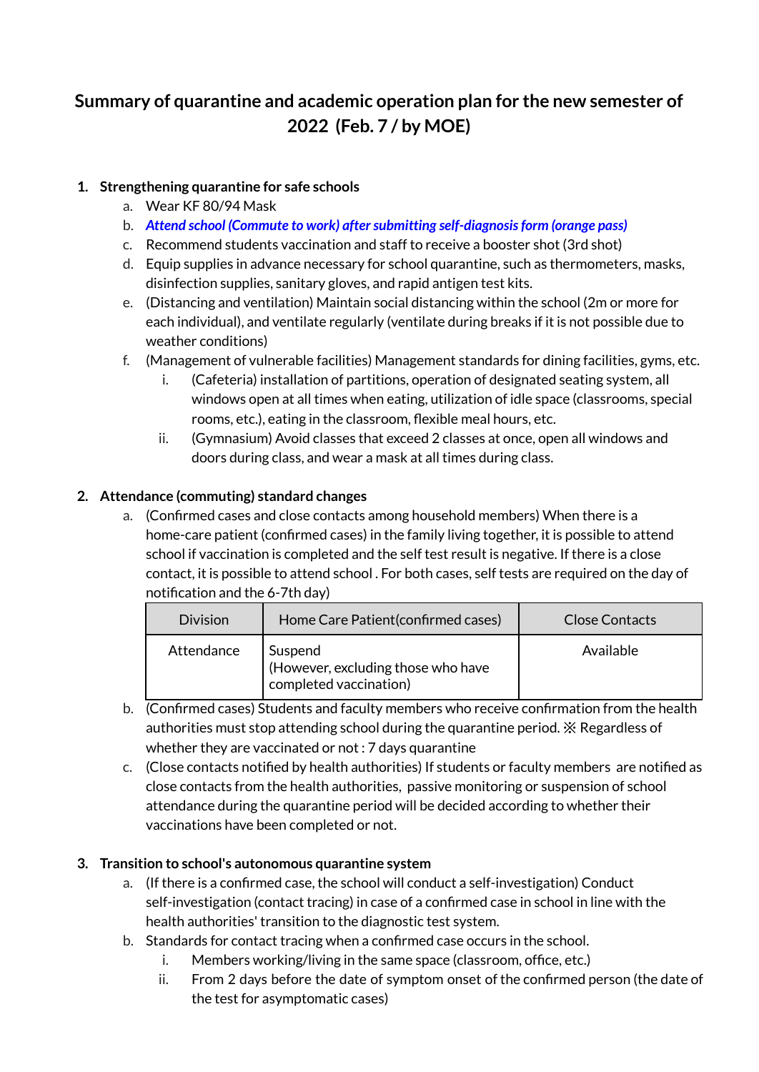# Summary of quarantine and academic operation plan for the new semester of 2022 (Feb. 7 / by MOE)

1. **Strengthening quarantine for safe schools**
   a. Wear KF 80/94 Mask
   b. ***Attend school (Commute to work) after submitting self-diagnosis form (orange pass)***
   c. Recommend students vaccination and staff to receive a booster shot (3rd shot)
   d. Equip supplies in advance necessary for school quarantine, such as thermometers, masks, disinfection supplies, sanitary gloves, and rapid antigen test kits.
   e. (Distancing and ventilation) Maintain social distancing within the school (2m or more for each individual), and ventilate regularly (ventilate during breaks if it is not possible due to weather conditions)
   f. (Management of vulnerable facilities) Management standards for dining facilities, gyms, etc.
      i. (Cafeteria) installation of partitions, operation of designated seating system, all windows open at all times when eating, utilization of idle space (classrooms, special rooms, etc.), eating in the classroom, flexible meal hours, etc.
      ii. (Gymnasium) Avoid classes that exceed 2 classes at once, open all windows and doors during class, and wear a mask at all times during class.

2. **Attendance (commuting) standard changes**
   a. (Confirmed cases and close contacts among household members) When there is a home-care patient (confirmed cases) in the family living together, it is possible to attend school if vaccination is completed and the self test result is negative. If there is a close contact, it is possible to attend school . For both cases, self tests are required on the day of notification and the 6-7th day)

   | Division | Home Care Patient(confirmed cases) | Close Contacts |
   |---|---|---|
   | Attendance | Suspend (However, excluding those who have completed vaccination) | Available |

   b. (Confirmed cases) Students and faculty members who receive confirmation from the health authorities must stop attending school during the quarantine period. ※ Regardless of whether they are vaccinated or not : 7 days quarantine
   c. (Close contacts notified by health authorities) If students or faculty members are notified as close contacts from the health authorities, passive monitoring or suspension of school attendance during the quarantine period will be decided according to whether their vaccinations have been completed or not.

3. **Transition to school's autonomous quarantine system**
   a. (If there is a confirmed case, the school will conduct a self-investigation) Conduct self-investigation (contact tracing) in case of a confirmed case in school in line with the health authorities' transition to the diagnostic test system.
   b. Standards for contact tracing when a confirmed case occurs in the school.
      i. Members working/living in the same space (classroom, office, etc.)
      ii. From 2 days before the date of symptom onset of the confirmed person (the date of the test for asymptomatic cases)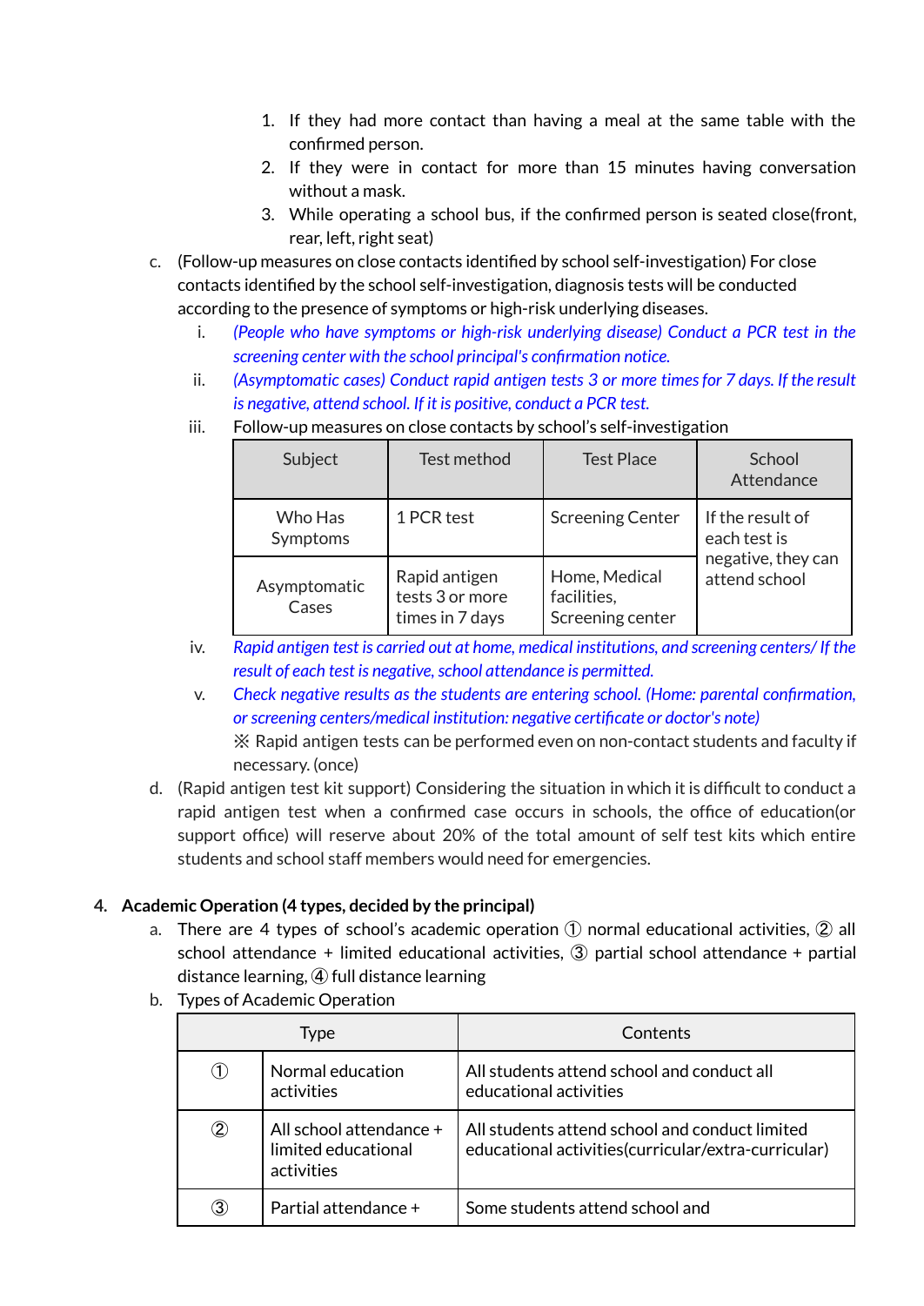1. If they had more contact than having a meal at the same table with the confirmed person.
2. If they were in contact for more than 15 minutes having conversation without a mask.
3. While operating a school bus, if the confirmed person is seated close(front, rear, left, right seat)

c. (Follow-up measures on close contacts identified by school self-investigation) For close contacts identified by the school self-investigation, diagnosis tests will be conducted according to the presence of symptoms or high-risk underlying diseases.

   i. *(People who have symptoms or high-risk underlying disease) Conduct a PCR test in the screening center with the school principal's confirmation notice.*

   ii. *(Asymptomatic cases) Conduct rapid antigen tests 3 or more times for 7 days. If the result is negative, attend school. If it is positive, conduct a PCR test.*

   iii. Follow-up measures on close contacts by school's self-investigation

| Subject | Test method | Test Place | School Attendance |
|---|---|---|---|
| Who Has Symptoms | 1 PCR test | Screening Center | If the result of each test is negative, they can attend school |
| Asymptomatic Cases | Rapid antigen tests 3 or more times in 7 days | Home, Medical facilities, Screening center | |

   iv. *Rapid antigen test is carried out at home, medical institutions, and screening centers/ If the result of each test is negative, school attendance is permitted.*

   v. *Check negative results as the students are entering school. (Home: parental confirmation, or screening centers/medical institution: negative certificate or doctor's note)*
   ※ Rapid antigen tests can be performed even on non-contact students and faculty if necessary. (once)

d. (Rapid antigen test kit support) Considering the situation in which it is difficult to conduct a rapid antigen test when a confirmed case occurs in schools, the office of education(or support office) will reserve about 20% of the total amount of self test kits which entire students and school staff members would need for emergencies.

4. **Academic Operation (4 types, decided by the principal)**

   a. There are 4 types of school's academic operation ① normal educational activities, ② all school attendance + limited educational activities, ③ partial school attendance + partial distance learning, ④ full distance learning

   b. Types of Academic Operation

| Type | | Contents |
|---|---|---|
| ① | Normal education activities | All students attend school and conduct all educational activities |
| ② | All school attendance + limited educational activities | All students attend school and conduct limited educational activities(curricular/extra-curricular) |
| ③ | Partial attendance + | Some students attend school and |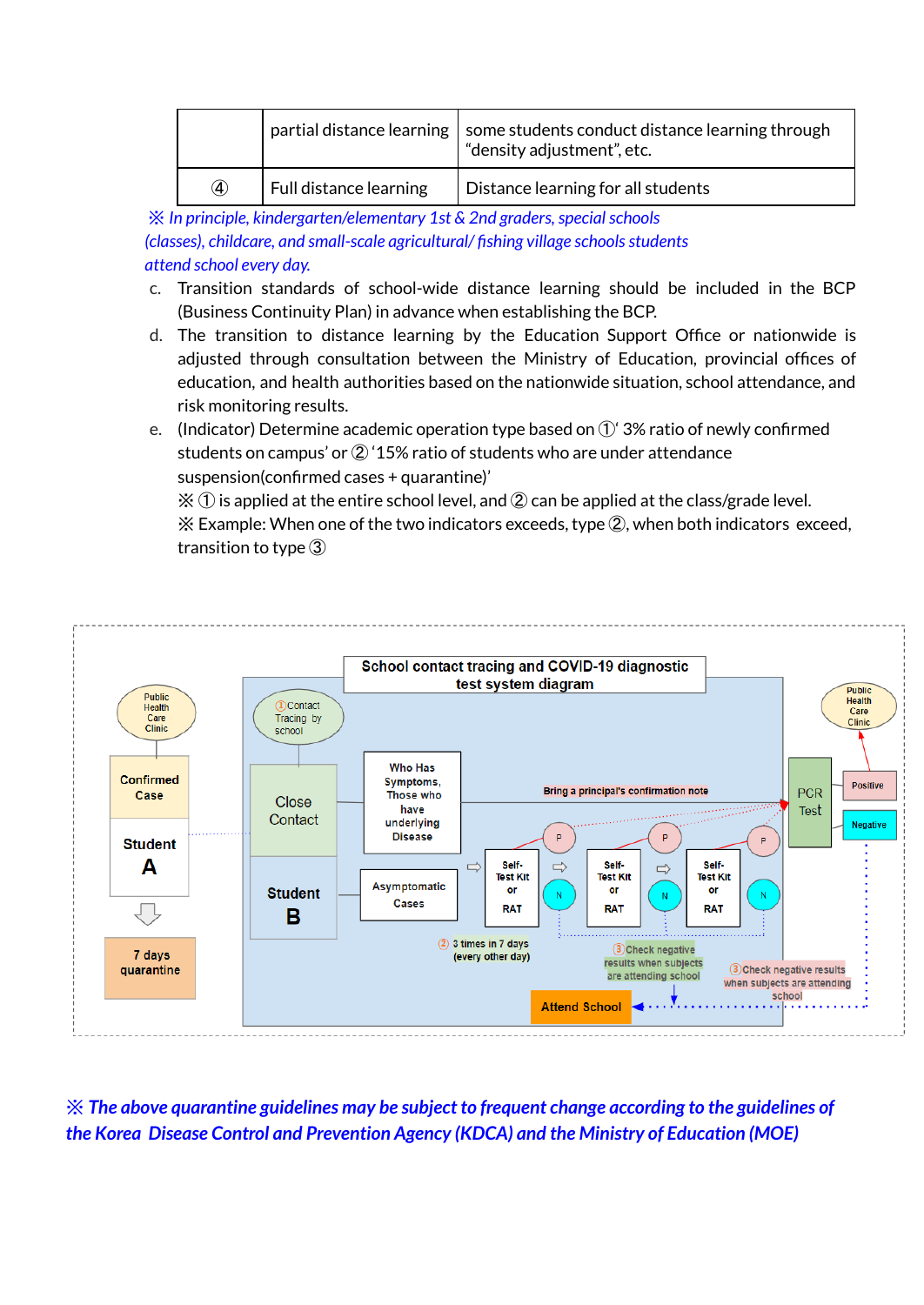| | | |
|---|---|---|
| | partial distance learning | some students conduct distance learning through "density adjustment", etc. |
| ④ | Full distance learning | Distance learning for all students |

*※ In principle, kindergarten/elementary 1st & 2nd graders, special schools (classes), childcare, and small-scale agricultural/ fishing village schools students attend school every day.*

c. Transition standards of school-wide distance learning should be included in the BCP (Business Continuity Plan) in advance when establishing the BCP.

d. The transition to distance learning by the Education Support Office or nationwide is adjusted through consultation between the Ministry of Education, provincial offices of education, and health authorities based on the nationwide situation, school attendance, and risk monitoring results.

e. (Indicator) Determine academic operation type based on ①' 3% ratio of newly confirmed students on campus' or ② '15% ratio of students who are under attendance suspension(confirmed cases + quarantine)'
※ ① is applied at the entire school level, and ② can be applied at the class/grade level.
※ Example: When one of the two indicators exceeds, type ②, when both indicators exceed, transition to type ③

School contact tracing and COVID-19 diagnostic test system diagram

Public Health Care Clinic

Confirmed Case

Student A

7 days quarantine

① Contact Tracing by school

Close Contact

Student B

Who Has Symptoms, Those who have underlying Disease

Asymptomatic Cases

Bring a principal's confirmation note

Self-Test Kit or RAT

P

N

② 3 times in 7 days (every other day)

③ Check negative results when subjects are attending school

③ Check negative results when subjects are attending school

Attend School

PCR Test

Public Health Care Clinic

Positive

Negative

***※ The above quarantine guidelines may be subject to frequent change according to the guidelines of the Korea Disease Control and Prevention Agency (KDCA) and the Ministry of Education (MOE)***